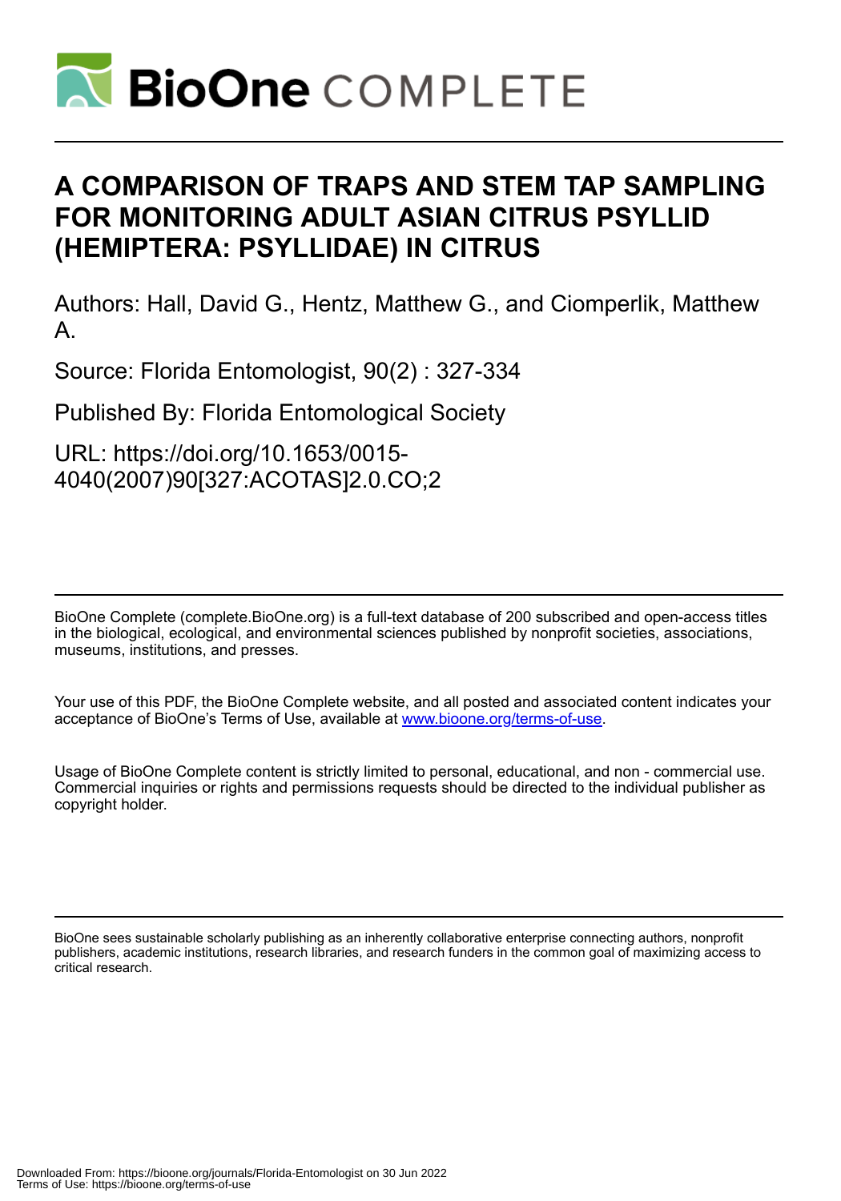# A COMPARISON OF TRAPS AND STEM TAP SAMPLING FOR MONITORING ADULT ASIAN CITRUS PSYLLID (HEMIPTERA: PSYLLIDAE) IN CITRUS

Authors: Hall, David G., Hentz, Matthew G., and Ciomperlik, Matthew A.

Source: Florida Entomologist, 90(2) : 327-334

Published By: Florida Entomological Society

URL: https://doi.org/10.1653/0015-4040(2007)90[327:ACOTAS]2.0.CO;2

---

BioOne Complete (complete.BioOne.org) is a full-text database of 200 subscribed and open-access titles in the biological, ecological, and environmental sciences published by nonprofit societies, associations, museums, institutions, and presses.

Your use of this PDF, the BioOne Complete website, and all posted and associated content indicates your acceptance of BioOne's Terms of Use, available at www.bioone.org/terms-of-use.

Usage of BioOne Complete content is strictly limited to personal, educational, and non - commercial use. Commercial inquiries or rights and permissions requests should be directed to the individual publisher as copyright holder.

---

BioOne sees sustainable scholarly publishing as an inherently collaborative enterprise connecting authors, nonprofit publishers, academic institutions, research libraries, and research funders in the common goal of maximizing access to critical research.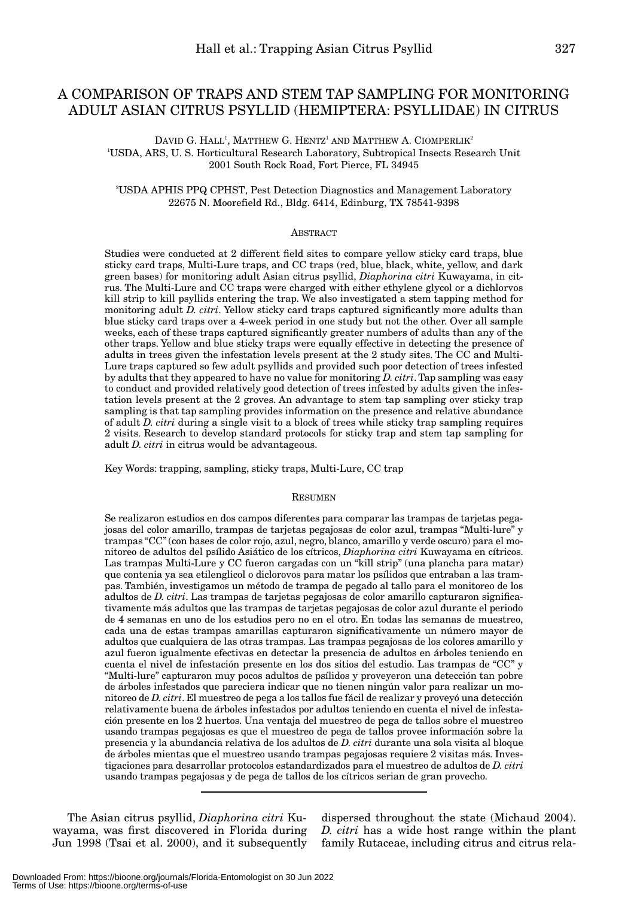# A COMPARISON OF TRAPS AND STEM TAP SAMPLING FOR MONITORING ADULT ASIAN CITRUS PSYLLID (HEMIPTERA: PSYLLIDAE) IN CITRUS

DAVID G. HALL[1], MATTHEW G. HENTZ[1] AND MATTHEW A. CIOMPERLIK[2]

[1]USDA, ARS, U. S. Horticultural Research Laboratory, Subtropical Insects Research Unit
2001 South Rock Road, Fort Pierce, FL 34945

[2]USDA APHIS PPQ CPHST, Pest Detection Diagnostics and Management Laboratory
22675 N. Moorefield Rd., Bldg. 6414, Edinburg, TX 78541-9398

## ABSTRACT

Studies were conducted at 2 different field sites to compare yellow sticky card traps, blue sticky card traps, Multi-Lure traps, and CC traps (red, blue, black, white, yellow, and dark green bases) for monitoring adult Asian citrus psyllid, *Diaphorina citri* Kuwayama, in citrus. The Multi-Lure and CC traps were charged with either ethylene glycol or a dichlorvos kill strip to kill psyllids entering the trap. We also investigated a stem tapping method for monitoring adult *D. citri*. Yellow sticky card traps captured significantly more adults than blue sticky card traps over a 4-week period in one study but not the other. Over all sample weeks, each of these traps captured significantly greater numbers of adults than any of the other traps. Yellow and blue sticky traps were equally effective in detecting the presence of adults in trees given the infestation levels present at the 2 study sites. The CC and Multi-Lure traps captured so few adult psyllids and provided such poor detection of trees infested by adults that they appeared to have no value for monitoring *D. citri*. Tap sampling was easy to conduct and provided relatively good detection of trees infested by adults given the infestation levels present at the 2 groves. An advantage to stem tap sampling over sticky trap sampling is that tap sampling provides information on the presence and relative abundance of adult *D. citri* during a single visit to a block of trees while sticky trap sampling requires 2 visits. Research to develop standard protocols for sticky trap and stem tap sampling for adult *D. citri* in citrus would be advantageous.

Key Words: trapping, sampling, sticky traps, Multi-Lure, CC trap

## RESUMEN

Se realizaron estudios en dos campos diferentes para comparar las trampas de tarjetas pegajosas del color amarillo, trampas de tarjetas pegajosas de color azul, trampas "Multi-lure" y trampas "CC" (con bases de color rojo, azul, negro, blanco, amarillo y verde oscuro) para el monitoreo de adultos del psílido Asiático de los cítricos, *Diaphorina citri* Kuwayama en cítricos. Las trampas Multi-Lure y CC fueron cargadas con un "kill strip" (una plancha para matar) que contenia ya sea etilenglicol o diclorovos para matar los psílidos que entraban a las trampas. También, investigamos un método de trampa de pegado al tallo para el monitoreo de los adultos de *D. citri*. Las trampas de tarjetas pegajosas de color amarillo capturaron significativamente más adultos que las trampas de tarjetas pegajosas de color azul durante el periodo de 4 semanas en uno de los estudios pero no en el otro. En todas las semanas de muestreo, cada una de estas trampas amarillas capturaron significativamente un número mayor de adultos que cualquiera de las otras trampas. Las trampas pegajosas de los colores amarillo y azul fueron igualmente efectivas en detectar la presencia de adultos en árboles teniendo en cuenta el nivel de infestación presente en los dos sitios del estudio. Las trampas de "CC" y "Multi-lure" capturaron muy pocos adultos de psílidos y proveyeron una detección tan pobre de árboles infestados que pareciera indicar que no tienen ningún valor para realizar un monitoreo de *D. citri*. El muestreo de pega a los tallos fue fácil de realizar y proveyó una detección relativamente buena de árboles infestados por adultos teniendo en cuenta el nivel de infestación presente en los 2 huertos. Una ventaja del muestreo de pega de tallos sobre el muestreo usando trampas pegajosas es que el muestreo de pega de tallos provee información sobre la presencia y la abundancia relativa de los adultos de *D. citri* durante una sola visita al bloque de árboles mientas que el muestreo usando trampas pegajosas requiere 2 visitas más. Investigaciones para desarrollar protocolos estandardizados para el muestreo de adultos de *D. citri* usando trampas pegajosas y de pega de tallos de los cítricos serian de gran provecho.

The Asian citrus psyllid, *Diaphorina citri* Kuwayama, was first discovered in Florida during Jun 1998 (Tsai et al. 2000), and it subsequently dispersed throughout the state (Michaud 2004). *D. citri* has a wide host range within the plant family Rutaceae, including citrus and citrus rela-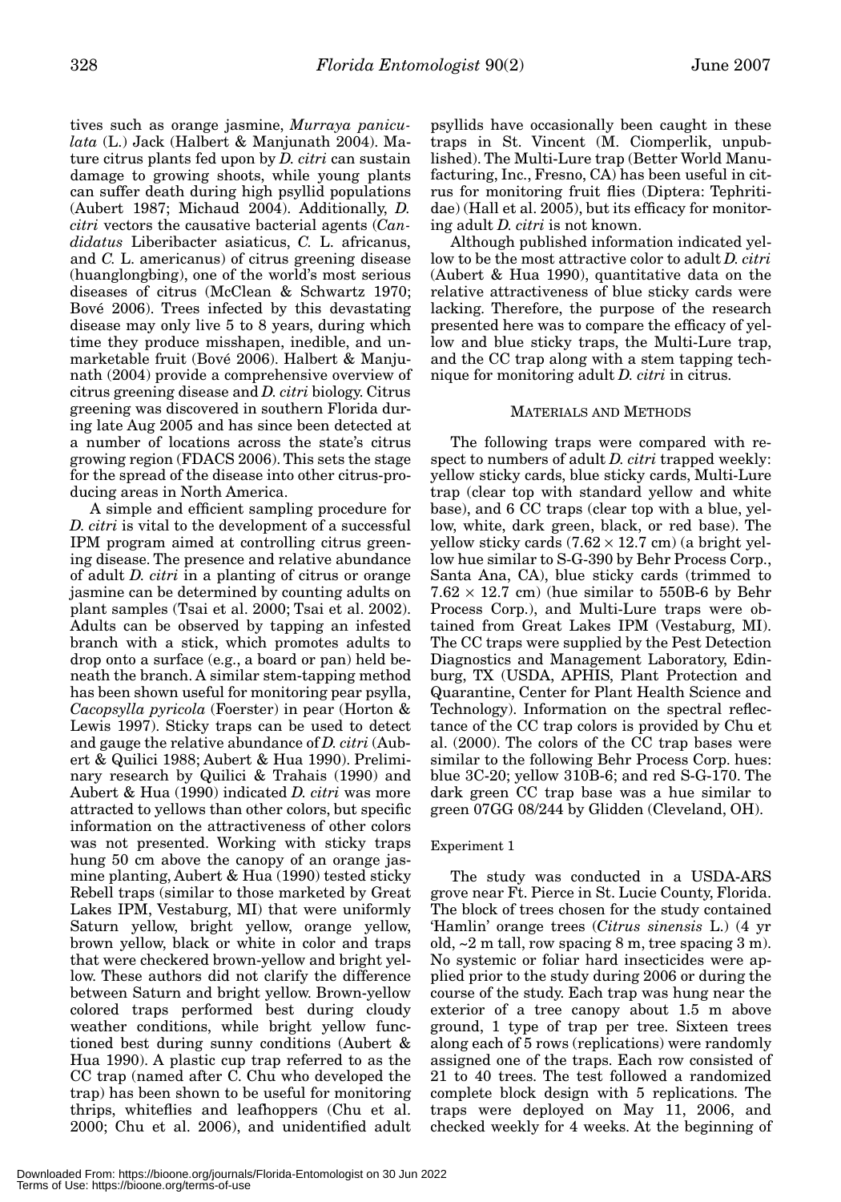tives such as orange jasmine, *Murraya paniculata* (L.) Jack (Halbert & Manjunath 2004). Mature citrus plants fed upon by *D. citri* can sustain damage to growing shoots, while young plants can suffer death during high psyllid populations (Aubert 1987; Michaud 2004). Additionally, *D. citri* vectors the causative bacterial agents (*Candidatus* Liberibacter asiaticus, *C.* L. africanus, and *C.* L. americanus) of citrus greening disease (huanglongbing), one of the world's most serious diseases of citrus (McClean & Schwartz 1970; Bové 2006). Trees infected by this devastating disease may only live 5 to 8 years, during which time they produce misshapen, inedible, and unmarketable fruit (Bové 2006). Halbert & Manjunath (2004) provide a comprehensive overview of citrus greening disease and *D. citri* biology. Citrus greening was discovered in southern Florida during late Aug 2005 and has since been detected at a number of locations across the state's citrus growing region (FDACS 2006). This sets the stage for the spread of the disease into other citrus-producing areas in North America.

A simple and efficient sampling procedure for *D. citri* is vital to the development of a successful IPM program aimed at controlling citrus greening disease. The presence and relative abundance of adult *D. citri* in a planting of citrus or orange jasmine can be determined by counting adults on plant samples (Tsai et al. 2000; Tsai et al. 2002). Adults can be observed by tapping an infested branch with a stick, which promotes adults to drop onto a surface (e.g., a board or pan) held beneath the branch. A similar stem-tapping method has been shown useful for monitoring pear psylla, *Cacopsylla pyricola* (Foerster) in pear (Horton & Lewis 1997). Sticky traps can be used to detect and gauge the relative abundance of *D. citri* (Aubert & Quilici 1988; Aubert & Hua 1990). Preliminary research by Quilici & Trahais (1990) and Aubert & Hua (1990) indicated *D. citri* was more attracted to yellows than other colors, but specific information on the attractiveness of other colors was not presented. Working with sticky traps hung 50 cm above the canopy of an orange jasmine planting, Aubert & Hua (1990) tested sticky Rebell traps (similar to those marketed by Great Lakes IPM, Vestaburg, MI) that were uniformly Saturn yellow, bright yellow, orange yellow, brown yellow, black or white in color and traps that were checkered brown-yellow and bright yellow. These authors did not clarify the difference between Saturn and bright yellow. Brown-yellow colored traps performed best during cloudy weather conditions, while bright yellow functioned best during sunny conditions (Aubert & Hua 1990). A plastic cup trap referred to as the CC trap (named after C. Chu who developed the trap) has been shown to be useful for monitoring thrips, whiteflies and leafhoppers (Chu et al. 2000; Chu et al. 2006), and unidentified adult psyllids have occasionally been caught in these traps in St. Vincent (M. Ciomperlik, unpublished). The Multi-Lure trap (Better World Manufacturing, Inc., Fresno, CA) has been useful in citrus for monitoring fruit flies (Diptera: Tephritidae) (Hall et al. 2005), but its efficacy for monitoring adult *D. citri* is not known.

Although published information indicated yellow to be the most attractive color to adult *D. citri* (Aubert & Hua 1990), quantitative data on the relative attractiveness of blue sticky cards were lacking. Therefore, the purpose of the research presented here was to compare the efficacy of yellow and blue sticky traps, the Multi-Lure trap, and the CC trap along with a stem tapping technique for monitoring adult *D. citri* in citrus.

## MATERIALS AND METHODS

The following traps were compared with respect to numbers of adult *D. citri* trapped weekly: yellow sticky cards, blue sticky cards, Multi-Lure trap (clear top with standard yellow and white base), and 6 CC traps (clear top with a blue, yellow, white, dark green, black, or red base). The yellow sticky cards ($7.62 \times 12.7$ cm) (a bright yellow hue similar to S-G-390 by Behr Process Corp., Santa Ana, CA), blue sticky cards (trimmed to $7.62 \times 12.7$ cm) (hue similar to 550B-6 by Behr Process Corp.), and Multi-Lure traps were obtained from Great Lakes IPM (Vestaburg, MI). The CC traps were supplied by the Pest Detection Diagnostics and Management Laboratory, Edinburg, TX (USDA, APHIS, Plant Protection and Quarantine, Center for Plant Health Science and Technology). Information on the spectral reflectance of the CC trap colors is provided by Chu et al. (2000). The colors of the CC trap bases were similar to the following Behr Process Corp. hues: blue 3C-20; yellow 310B-6; and red S-G-170. The dark green CC trap base was a hue similar to green 07GG 08/244 by Glidden (Cleveland, OH).

### Experiment 1

The study was conducted in a USDA-ARS grove near Ft. Pierce in St. Lucie County, Florida. The block of trees chosen for the study contained 'Hamlin' orange trees (*Citrus sinensis* L.) (4 yr old, ~2 m tall, row spacing 8 m, tree spacing 3 m). No systemic or foliar hard insecticides were applied prior to the study during 2006 or during the course of the study. Each trap was hung near the exterior of a tree canopy about 1.5 m above ground, 1 type of trap per tree. Sixteen trees along each of 5 rows (replications) were randomly assigned one of the traps. Each row consisted of 21 to 40 trees. The test followed a randomized complete block design with 5 replications. The traps were deployed on May 11, 2006, and checked weekly for 4 weeks. At the beginning of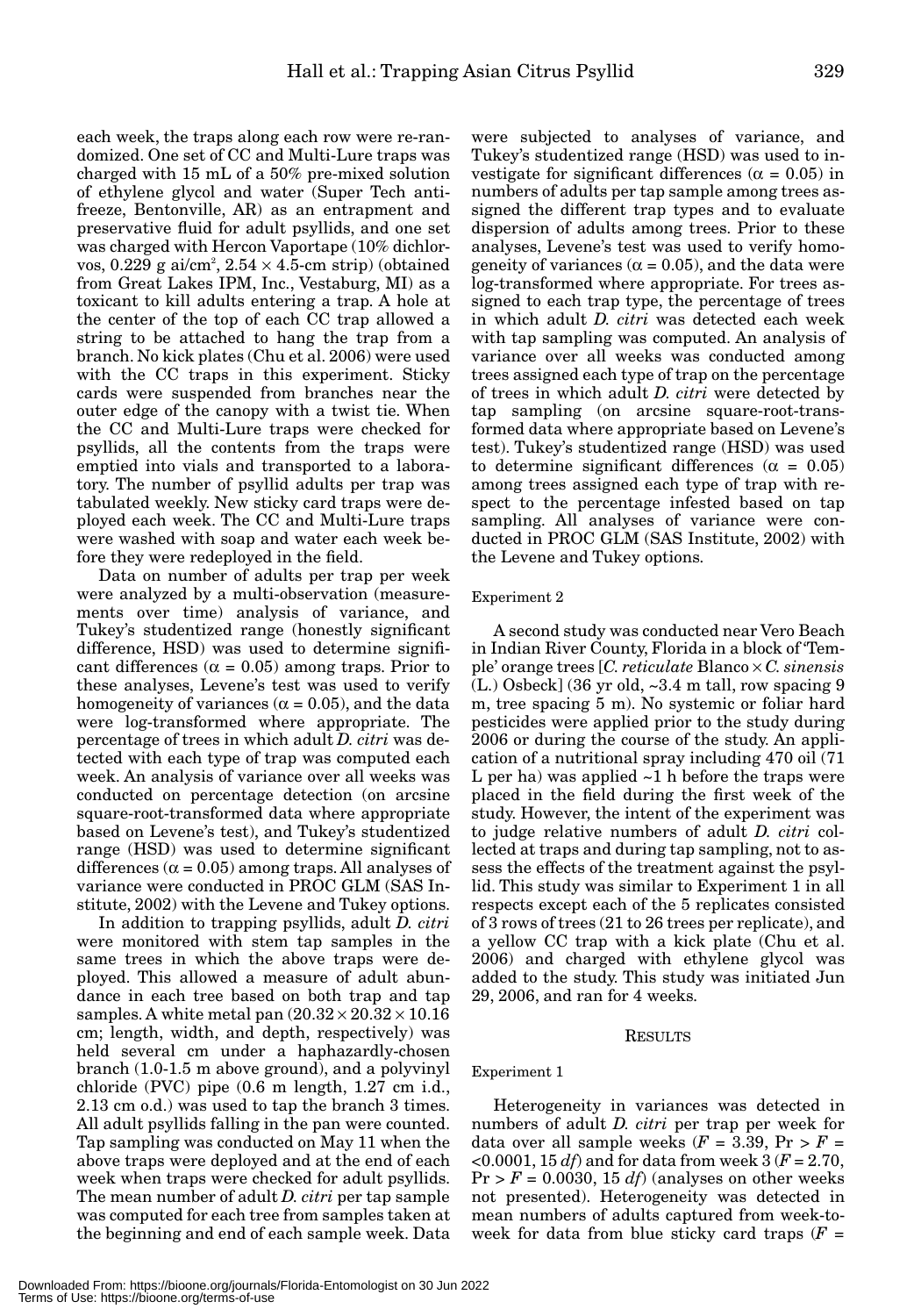each week, the traps along each row were re-randomized. One set of CC and Multi-Lure traps was charged with 15 mL of a 50% pre-mixed solution of ethylene glycol and water (Super Tech antifreeze, Bentonville, AR) as an entrapment and preservative fluid for adult psyllids, and one set was charged with Hercon Vaportape (10% dichlorvos, 0.229 g ai/cm$^2$, 2.54 × 4.5-cm strip) (obtained from Great Lakes IPM, Inc., Vestaburg, MI) as a toxicant to kill adults entering a trap. A hole at the center of the top of each CC trap allowed a string to be attached to hang the trap from a branch. No kick plates (Chu et al. 2006) were used with the CC traps in this experiment. Sticky cards were suspended from branches near the outer edge of the canopy with a twist tie. When the CC and Multi-Lure traps were checked for psyllids, all the contents from the traps were emptied into vials and transported to a laboratory. The number of psyllid adults per trap was tabulated weekly. New sticky card traps were deployed each week. The CC and Multi-Lure traps were washed with soap and water each week before they were redeployed in the field.

Data on number of adults per trap per week were analyzed by a multi-observation (measurements over time) analysis of variance, and Tukey's studentized range (honestly significant difference, HSD) was used to determine significant differences ($\alpha = 0.05$) among traps. Prior to these analyses, Levene's test was used to verify homogeneity of variances ($\alpha = 0.05$), and the data were log-transformed where appropriate. The percentage of trees in which adult *D. citri* was detected with each type of trap was computed each week. An analysis of variance over all weeks was conducted on percentage detection (on arcsine square-root-transformed data where appropriate based on Levene's test), and Tukey's studentized range (HSD) was used to determine significant differences ($\alpha = 0.05$) among traps. All analyses of variance were conducted in PROC GLM (SAS Institute, 2002) with the Levene and Tukey options.

In addition to trapping psyllids, adult *D. citri* were monitored with stem tap samples in the same trees in which the above traps were deployed. This allowed a measure of adult abundance in each tree based on both trap and tap samples. A white metal pan (20.32 × 20.32 × 10.16 cm; length, width, and depth, respectively) was held several cm under a haphazardly-chosen branch (1.0-1.5 m above ground), and a polyvinyl chloride (PVC) pipe (0.6 m length, 1.27 cm i.d., 2.13 cm o.d.) was used to tap the branch 3 times. All adult psyllids falling in the pan were counted. Tap sampling was conducted on May 11 when the above traps were deployed and at the end of each week when traps were checked for adult psyllids. The mean number of adult *D. citri* per tap sample was computed for each tree from samples taken at the beginning and end of each sample week. Data were subjected to analyses of variance, and Tukey's studentized range (HSD) was used to investigate for significant differences ($\alpha = 0.05$) in numbers of adults per tap sample among trees assigned the different trap types and to evaluate dispersion of adults among trees. Prior to these analyses, Levene's test was used to verify homogeneity of variances ($\alpha = 0.05$), and the data were log-transformed where appropriate. For trees assigned to each trap type, the percentage of trees in which adult *D. citri* was detected each week with tap sampling was computed. An analysis of variance over all weeks was conducted among trees assigned each type of trap on the percentage of trees in which adult *D. citri* were detected by tap sampling (on arcsine square-root-transformed data where appropriate based on Levene's test). Tukey's studentized range (HSD) was used to determine significant differences ($\alpha = 0.05$) among trees assigned each type of trap with respect to the percentage infested based on tap sampling. All analyses of variance were conducted in PROC GLM (SAS Institute, 2002) with the Levene and Tukey options.

### Experiment 2

A second study was conducted near Vero Beach in Indian River County, Florida in a block of 'Temple' orange trees [*C. reticulate* Blanco × *C. sinensis* (L.) Osbeck] (36 yr old, ~3.4 m tall, row spacing 9 m, tree spacing 5 m). No systemic or foliar hard pesticides were applied prior to the study during 2006 or during the course of the study. An application of a nutritional spray including 470 oil (71 L per ha) was applied ~1 h before the traps were placed in the field during the first week of the study. However, the intent of the experiment was to judge relative numbers of adult *D. citri* collected at traps and during tap sampling, not to assess the effects of the treatment against the psyllid. This study was similar to Experiment 1 in all respects except each of the 5 replicates consisted of 3 rows of trees (21 to 26 trees per replicate), and a yellow CC trap with a kick plate (Chu et al. 2006) and charged with ethylene glycol was added to the study. This study was initiated Jun 29, 2006, and ran for 4 weeks.

## RESULTS

### Experiment 1

Heterogeneity in variances was detected in numbers of adult *D. citri* per trap per week for data over all sample weeks ($F = 3.39$, $\Pr > F = <0.0001$, 15 *df*) and for data from week 3 ($F = 2.70$, $\Pr > F = 0.0030$, 15 *df*) (analyses on other weeks not presented). Heterogeneity was detected in mean numbers of adults captured from week-to-week for data from blue sticky card traps ($F =$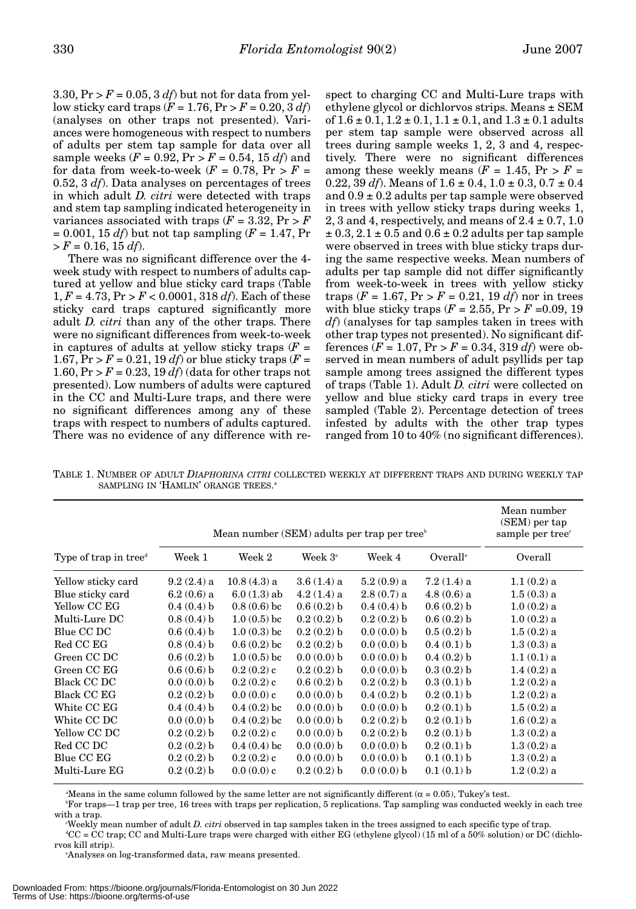3.30, $Pr > F = 0.05$, 3 *df*) but not for data from yellow sticky card traps ($F = 1.76$, $Pr > F = 0.20$, 3 *df*) (analyses on other traps not presented). Variances were homogeneous with respect to numbers of adults per stem tap sample for data over all sample weeks ($F = 0.92$, $Pr > F = 0.54$, 15 *df*) and for data from week-to-week ($F = 0.78$, $Pr > F = 0.52$, 3 *df*). Data analyses on percentages of trees in which adult *D. citri* were detected with traps and stem tap sampling indicated heterogeneity in variances associated with traps ($F = 3.32$, $Pr > F = 0.001$, 15 *df*) but not tap sampling ($F = 1.47$, $Pr > F = 0.16$, 15 *df*).

There was no significant difference over the 4-week study with respect to numbers of adults captured at yellow and blue sticky card traps (Table 1, $F = 4.73$, $Pr > F < 0.0001$, 318 *df*). Each of these sticky card traps captured significantly more adult *D. citri* than any of the other traps. There were no significant differences from week-to-week in captures of adults at yellow sticky traps ($F = 1.67$, $Pr > F = 0.21$, 19 *df*) or blue sticky traps ($F = 1.60$, $Pr > F = 0.23$, 19 *df*) (data for other traps not presented). Low numbers of adults were captured in the CC and Multi-Lure traps, and there were no significant differences among any of these traps with respect to numbers of adults captured. There was no evidence of any difference with respect to charging CC and Multi-Lure traps with ethylene glycol or dichlorvos strips. Means ± SEM of 1.6 ± 0.1, 1.2 ± 0.1, 1.1 ± 0.1, and 1.3 ± 0.1 adults per stem tap sample were observed across all trees during sample weeks 1, 2, 3 and 4, respectively. There were no significant differences among these weekly means ($F = 1.45$, $Pr > F = 0.22$, 39 *df*). Means of 1.6 ± 0.4, 1.0 ± 0.3, 0.7 ± 0.4 and 0.9 ± 0.2 adults per tap sample were observed in trees with yellow sticky traps during weeks 1, 2, 3 and 4, respectively, and means of 2.4 ± 0.7, 1.0 ± 0.3, 2.1 ± 0.5 and 0.6 ± 0.2 adults per tap sample were observed in trees with blue sticky traps during the same respective weeks. Mean numbers of adults per tap sample did not differ significantly from week-to-week in trees with yellow sticky traps ($F = 1.67$, $Pr > F = 0.21$, 19 *df*) nor in trees with blue sticky traps ($F = 2.55$, $Pr > F = 0.09$, 19 *df*) (analyses for tap samples taken in trees with other trap types not presented). No significant differences ($F = 1.07$, $Pr > F = 0.34$, 319 *df*) were observed in mean numbers of adult psyllids per tap sample among trees assigned the different types of traps (Table 1). Adult *D. citri* were collected on yellow and blue sticky card traps in every tree sampled (Table 2). Percentage detection of trees infested by adults with the other trap types ranged from 10 to 40% (no significant differences).

TABLE 1. NUMBER OF ADULT *DIAPHORINA CITRI* COLLECTED WEEKLY AT DIFFERENT TRAPS AND DURING WEEKLY TAP SAMPLING IN 'HAMLIN' ORANGE TREES.[a]

| | Mean number (SEM) adults per trap per tree[b] | | | | | Mean number (SEM) per tap sample per tree[c] |
|---|---|---|---|---|---|---|
| Type of trap in tree[d] | Week 1 | Week 2 | Week 3[e] | Week 4 | Overall[e] | Overall |
| Yellow sticky card | 9.2 (2.4) a | 10.8 (4.3) a | 3.6 (1.4) a | 5.2 (0.9) a | 7.2 (1.4) a | 1.1 (0.2) a |
| Blue sticky card | 6.2 (0.6) a | 6.0 (1.3) ab | 4.2 (1.4) a | 2.8 (0.7) a | 4.8 (0.6) a | 1.5 (0.3) a |
| Yellow CC EG | 0.4 (0.4) b | 0.8 (0.6) bc | 0.6 (0.2) b | 0.4 (0.4) b | 0.6 (0.2) b | 1.0 (0.2) a |
| Multi-Lure DC | 0.8 (0.4) b | 1.0 (0.5) bc | 0.2 (0.2) b | 0.2 (0.2) b | 0.6 (0.2) b | 1.0 (0.2) a |
| Blue CC DC | 0.6 (0.4) b | 1.0 (0.3) bc | 0.2 (0.2) b | 0.0 (0.0) b | 0.5 (0.2) b | 1.5 (0.2) a |
| Red CC EG | 0.8 (0.4) b | 0.6 (0.2) bc | 0.2 (0.2) b | 0.0 (0.0) b | 0.4 (0.1) b | 1.3 (0.3) a |
| Green CC DC | 0.6 (0.2) b | 1.0 (0.5) bc | 0.0 (0.0) b | 0.0 (0.0) b | 0.4 (0.2) b | 1.1 (0.1) a |
| Green CC EG | 0.6 (0.6) b | 0.2 (0.2) c | 0.2 (0.2) b | 0.0 (0.0) b | 0.3 (0.2) b | 1.4 (0.2) a |
| Black CC DC | 0.0 (0.0) b | 0.2 (0.2) c | 0.6 (0.2) b | 0.2 (0.2) b | 0.3 (0.1) b | 1.2 (0.2) a |
| Black CC EG | 0.2 (0.2) b | 0.0 (0.0) c | 0.0 (0.0) b | 0.4 (0.2) b | 0.2 (0.1) b | 1.2 (0.2) a |
| White CC EG | 0.4 (0.4) b | 0.4 (0.2) bc | 0.0 (0.0) b | 0.0 (0.0) b | 0.2 (0.1) b | 1.5 (0.2) a |
| White CC DC | 0.0 (0.0) b | 0.4 (0.2) bc | 0.0 (0.0) b | 0.2 (0.2) b | 0.2 (0.1) b | 1.6 (0.2) a |
| Yellow CC DC | 0.2 (0.2) b | 0.2 (0.2) c | 0.0 (0.0) b | 0.2 (0.2) b | 0.2 (0.1) b | 1.3 (0.2) a |
| Red CC DC | 0.2 (0.2) b | 0.4 (0.4) bc | 0.0 (0.0) b | 0.0 (0.0) b | 0.2 (0.1) b | 1.3 (0.2) a |
| Blue CC EG | 0.2 (0.2) b | 0.2 (0.2) c | 0.0 (0.0) b | 0.0 (0.0) b | 0.1 (0.1) b | 1.3 (0.2) a |
| Multi-Lure EG | 0.2 (0.2) b | 0.0 (0.0) c | 0.2 (0.2) b | 0.0 (0.0) b | 0.1 (0.1) b | 1.2 (0.2) a |

[a]Means in the same column followed by the same letter are not significantly different ($\alpha = 0.05$), Tukey's test.

[b]For traps—1 trap per tree, 16 trees with traps per replication, 5 replications. Tap sampling was conducted weekly in each tree with a trap.

[c]Weekly mean number of adult *D. citri* observed in tap samples taken in the trees assigned to each specific type of trap.

[d]CC = CC trap; CC and Multi-Lure traps were charged with either EG (ethylene glycol) (15 ml of a 50% solution) or DC (dichlorvos kill strip).

[e]Analyses on log-transformed data, raw means presented.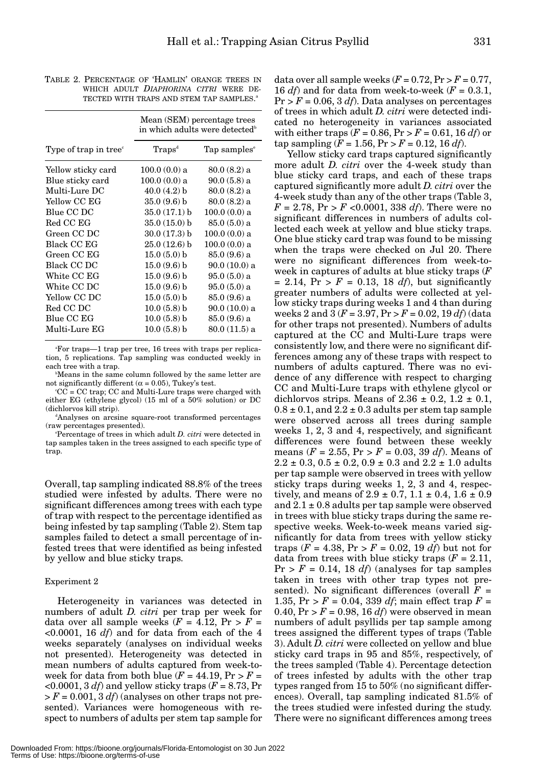TABLE 2. PERCENTAGE OF 'HAMLIN' ORANGE TREES IN WHICH ADULT *DIAPHORINA CITRI* WERE DETECTED WITH TRAPS AND STEM TAP SAMPLES.[a]

| Type of trap in tree[c] | Mean (SEM) percentage trees in which adults were detected[b] | |
|---|---|---|
| | Traps[d] | Tap samples[e] |
| Yellow sticky card | 100.0 (0.0) a | 80.0 (8.2) a |
| Blue sticky card | 100.0 (0.0) a | 90.0 (5.8) a |
| Multi-Lure DC | 40.0 (4.2) b | 80.0 (8.2) a |
| Yellow CC EG | 35.0 (9.6) b | 80.0 (8.2) a |
| Blue CC DC | 35.0 (17.1) b | 100.0 (0.0) a |
| Red CC EG | 35.0 (15.0) b | 85.0 (5.0) a |
| Green CC DC | 30.0 (17.3) b | 100.0 (0.0) a |
| Black CC EG | 25.0 (12.6) b | 100.0 (0.0) a |
| Green CC EG | 15.0 (5.0) b | 85.0 (9.6) a |
| Black CC DC | 15.0 (9.6) b | 90.0 (10.0) a |
| White CC EG | 15.0 (9.6) b | 95.0 (5.0) a |
| White CC DC | 15.0 (9.6) b | 95.0 (5.0) a |
| Yellow CC DC | 15.0 (5.0) b | 85.0 (9.6) a |
| Red CC DC | 10.0 (5.8) b | 90.0 (10.0) a |
| Blue CC EG | 10.0 (5.8) b | 85.0 (9.6) a |
| Multi-Lure EG | 10.0 (5.8) b | 80.0 (11.5) a |

[a]For traps—1 trap per tree, 16 trees with traps per replication, 5 replications. Tap sampling was conducted weekly in each tree with a trap.

[b]Means in the same column followed by the same letter are not significantly different ($\alpha = 0.05$), Tukey's test.

[c]CC = CC trap; CC and Multi-Lure traps were charged with either EG (ethylene glycol) (15 ml of a 50% solution) or DC (dichlorvos kill strip).

[d]Analyses on arcsine square-root transformed percentages (raw percentages presented).

[e]Percentage of trees in which adult *D. citri* were detected in tap samples taken in the trees assigned to each specific type of trap.

Overall, tap sampling indicated 88.8% of the trees studied were infested by adults. There were no significant differences among trees with each type of trap with respect to the percentage identified as being infested by tap sampling (Table 2). Stem tap samples failed to detect a small percentage of infested trees that were identified as being infested by yellow and blue sticky traps.

### Experiment 2

Heterogeneity in variances was detected in numbers of adult *D. citri* per trap per week for data over all sample weeks ($F = 4.12$, $\Pr > F = <0.0001$, 16 *df*) and for data from each of the 4 weeks separately (analyses on individual weeks not presented). Heterogeneity was detected in mean numbers of adults captured from week-to-week for data from both blue ($F = 44.19$, $\Pr > F = <0.0001$, 3 *df*) and yellow sticky traps ($F = 8.73$, $\Pr > F = 0.001$, 3 *df*) (analyses on other traps not presented). Variances were homogeneous with respect to numbers of adults per stem tap sample for data over all sample weeks ($F = 0.72$, $\Pr > F = 0.77$, 16 *df*) and for data from week-to-week ($F = 0.3.1$, $\Pr > F = 0.06$, 3 *df*). Data analyses on percentages of trees in which adult *D. citri* were detected indicated no heterogeneity in variances associated with either traps ($F = 0.86$, $\Pr > F = 0.61$, 16 *df*) or tap sampling ($F = 1.56$, $\Pr > F = 0.12$, 16 *df*).

Yellow sticky card traps captured significantly more adult *D. citri* over the 4-week study than blue sticky card traps, and each of these traps captured significantly more adult *D. citri* over the 4-week study than any of the other traps (Table 3, $F = 2.78$, $\Pr > F$ <0.0001, 338 *df*). There were no significant differences in numbers of adults collected each week at yellow and blue sticky traps. One blue sticky card trap was found to be missing when the traps were checked on Jul 20. There were no significant differences from week-to-week in captures of adults at blue sticky traps ($F = 2.14$, $\Pr > F = 0.13$, 18 *df*), but significantly greater numbers of adults were collected at yellow sticky traps during weeks 1 and 4 than during weeks 2 and 3 ($F = 3.97$, $\Pr > F = 0.02$, 19 *df*) (data for other traps not presented). Numbers of adults captured at the CC and Multi-Lure traps were consistently low, and there were no significant differences among any of these traps with respect to numbers of adults captured. There was no evidence of any difference with respect to charging CC and Multi-Lure traps with ethylene glycol or dichlorvos strips. Means of $2.36 \pm 0.2$, $1.2 \pm 0.1$, $0.8 \pm 0.1$, and $2.2 \pm 0.3$ adults per stem tap sample were observed across all trees during sample weeks 1, 2, 3 and 4, respectively, and significant differences were found between these weekly means ($F = 2.55$, $\Pr > F = 0.03$, 39 *df*). Means of $2.2 \pm 0.3$, $0.5 \pm 0.2$, $0.9 \pm 0.3$ and $2.2 \pm 1.0$ adults per tap sample were observed in trees with yellow sticky traps during weeks 1, 2, 3 and 4, respectively, and means of $2.9 \pm 0.7$, $1.1 \pm 0.4$, $1.6 \pm 0.9$ and $2.1 \pm 0.8$ adults per tap sample were observed in trees with blue sticky traps during the same respective weeks. Week-to-week means varied significantly for data from trees with yellow sticky traps ($F = 4.38$, $\Pr > F = 0.02$, 19 *df*) but not for data from trees with blue sticky traps ($F = 2.11$, $\Pr > F = 0.14$, 18 *df*) (analyses for tap samples taken in trees with other trap types not presented). No significant differences (overall $F = 1.35$, $\Pr > F = 0.04$, 339 *df*; main effect trap $F = 0.40$, $\Pr > F = 0.98$, 16 *df*) were observed in mean numbers of adult psyllids per tap sample among trees assigned the different types of traps (Table 3). Adult *D. citri* were collected on yellow and blue sticky card traps in 95 and 85%, respectively, of the trees sampled (Table 4). Percentage detection of trees infested by adults with the other trap types ranged from 15 to 50% (no significant differences). Overall, tap sampling indicated 81.5% of the trees studied were infested during the study. There were no significant differences among trees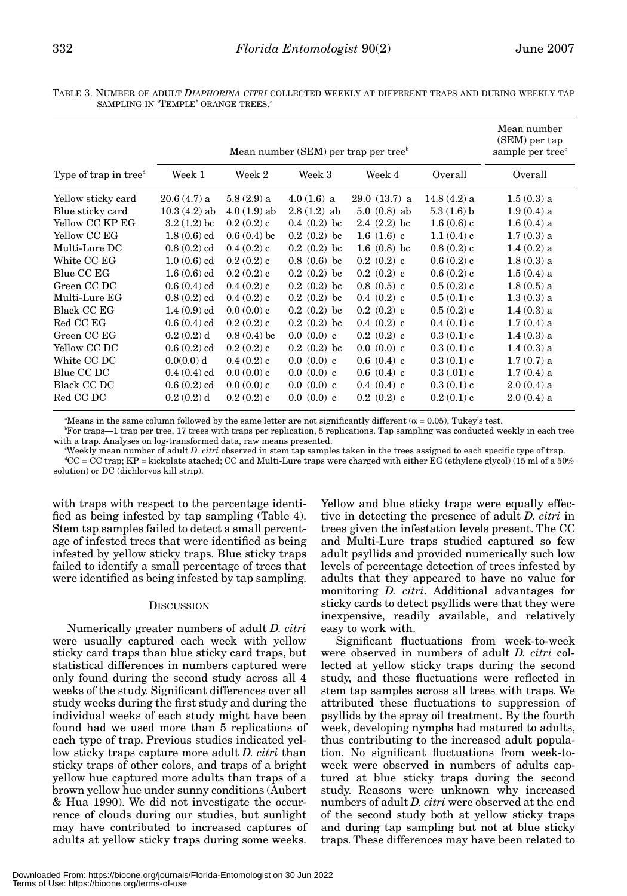TABLE 3. NUMBER OF ADULT *DIAPHORINA CITRI* COLLECTED WEEKLY AT DIFFERENT TRAPS AND DURING WEEKLY TAP SAMPLING IN 'TEMPLE' ORANGE TREES.[a]

| Type of trap in tree[d] | Mean number (SEM) per trap per tree[b] | | | | | Mean number (SEM) per tap sample per tree[c] |
|---|---|---|---|---|---|---|
| | Week 1 | Week 2 | Week 3 | Week 4 | Overall | Overall |
| Yellow sticky card | 20.6 (4.7) a | 5.8 (2.9) a | 4.0 (1.6) a | 29.0 (13.7) a | 14.8 (4.2) a | 1.5 (0.3) a |
| Blue sticky card | 10.3 (4.2) ab | 4.0 (1.9) ab | 2.8 (1.2) ab | 5.0 (0.8) ab | 5.3 (1.6) b | 1.9 (0.4) a |
| Yellow CC KP EG | 3.2 (1.2) bc | 0.2 (0.2) c | 0.4 (0.2) bc | 2.4 (2.2) bc | 1.6 (0.6) c | 1.6 (0.4) a |
| Yellow CC EG | 1.8 (0.6) cd | 0.6 (0.4) bc | 0.2 (0.2) bc | 1.6 (1.6) c | 1.1 (0.4) c | 1.7 (0.3) a |
| Multi-Lure DC | 0.8 (0.2) cd | 0.4 (0.2) c | 0.2 (0.2) bc | 1.6 (0.8) bc | 0.8 (0.2) c | 1.4 (0.2) a |
| White CC EG | 1.0 (0.6) cd | 0.2 (0.2) c | 0.8 (0.6) bc | 0.2 (0.2) c | 0.6 (0.2) c | 1.8 (0.3) a |
| Blue CC EG | 1.6 (0.6) cd | 0.2 (0.2) c | 0.2 (0.2) bc | 0.2 (0.2) c | 0.6 (0.2) c | 1.5 (0.4) a |
| Green CC DC | 0.6 (0.4) cd | 0.4 (0.2) c | 0.2 (0.2) bc | 0.8 (0.5) c | 0.5 (0.2) c | 1.8 (0.5) a |
| Multi-Lure EG | 0.8 (0.2) cd | 0.4 (0.2) c | 0.2 (0.2) bc | 0.4 (0.2) c | 0.5 (0.1) c | 1.3 (0.3) a |
| Black CC EG | 1.4 (0.9) cd | 0.0 (0.0) c | 0.2 (0.2) bc | 0.2 (0.2) c | 0.5 (0.2) c | 1.4 (0.3) a |
| Red CC EG | 0.6 (0.4) cd | 0.2 (0.2) c | 0.2 (0.2) bc | 0.4 (0.2) c | 0.4 (0.1) c | 1.7 (0.4) a |
| Green CC EG | 0.2 (0.2) d | 0.8 (0.4) bc | 0.0 (0.0) c | 0.2 (0.2) c | 0.3 (0.1) c | 1.4 (0.3) a |
| Yellow CC DC | 0.6 (0.2) cd | 0.2 (0.2) c | 0.2 (0.2) bc | 0.0 (0.0) c | 0.3 (0.1) c | 1.4 (0.3) a |
| White CC DC | 0.0(0.0) d | 0.4 (0.2) c | 0.0 (0.0) c | 0.6 (0.4) c | 0.3 (0.1) c | 1.7 (0.7) a |
| Blue CC DC | 0.4 (0.4) cd | 0.0 (0.0) c | 0.0 (0.0) c | 0.6 (0.4) c | 0.3 (.01) c | 1.7 (0.4) a |
| Black CC DC | 0.6 (0.2) cd | 0.0 (0.0) c | 0.0 (0.0) c | 0.4 (0.4) c | 0.3 (0.1) c | 2.0 (0.4) a |
| Red CC DC | 0.2 (0.2) d | 0.2 (0.2) c | 0.0 (0.0) c | 0.2 (0.2) c | 0.2 (0.1) c | 2.0 (0.4) a |

[a]Means in the same column followed by the same letter are not significantly different ($\alpha = 0.05$), Tukey's test.

[b]For traps—1 trap per tree, 17 trees with traps per replication, 5 replications. Tap sampling was conducted weekly in each tree with a trap. Analyses on log-transformed data, raw means presented.

[c]Weekly mean number of adult *D. citri* observed in stem tap samples taken in the trees assigned to each specific type of trap.

[d]CC = CC trap; KP = kickplate atached; CC and Multi-Lure traps were charged with either EG (ethylene glycol) (15 ml of a 50% solution) or DC (dichlorvos kill strip).

with traps with respect to the percentage identified as being infested by tap sampling (Table 4). Stem tap samples failed to detect a small percentage of infested trees that were identified as being infested by yellow sticky traps. Blue sticky traps failed to identify a small percentage of trees that were identified as being infested by tap sampling.

## DISCUSSION

Numerically greater numbers of adult *D. citri* were usually captured each week with yellow sticky card traps than blue sticky card traps, but statistical differences in numbers captured were only found during the second study across all 4 weeks of the study. Significant differences over all study weeks during the first study and during the individual weeks of each study might have been found had we used more than 5 replications of each type of trap. Previous studies indicated yellow sticky traps capture more adult *D. citri* than sticky traps of other colors, and traps of a bright yellow hue captured more adults than traps of a brown yellow hue under sunny conditions (Aubert & Hua 1990). We did not investigate the occurrence of clouds during our studies, but sunlight may have contributed to increased captures of adults at yellow sticky traps during some weeks. Yellow and blue sticky traps were equally effective in detecting the presence of adult *D. citri* in trees given the infestation levels present. The CC and Multi-Lure traps studied captured so few adult psyllids and provided numerically such low levels of percentage detection of trees infested by adults that they appeared to have no value for monitoring *D. citri*. Additional advantages for sticky cards to detect psyllids were that they were inexpensive, readily available, and relatively easy to work with.

Significant fluctuations from week-to-week were observed in numbers of adult *D. citri* collected at yellow sticky traps during the second study, and these fluctuations were reflected in stem tap samples across all trees with traps. We attributed these fluctuations to suppression of psyllids by the spray oil treatment. By the fourth week, developing nymphs had matured to adults, thus contributing to the increased adult population. No significant fluctuations from week-to-week were observed in numbers of adults captured at blue sticky traps during the second study. Reasons were unknown why increased numbers of adult *D. citri* were observed at the end of the second study both at yellow sticky traps and during tap sampling but not at blue sticky traps. These differences may have been related to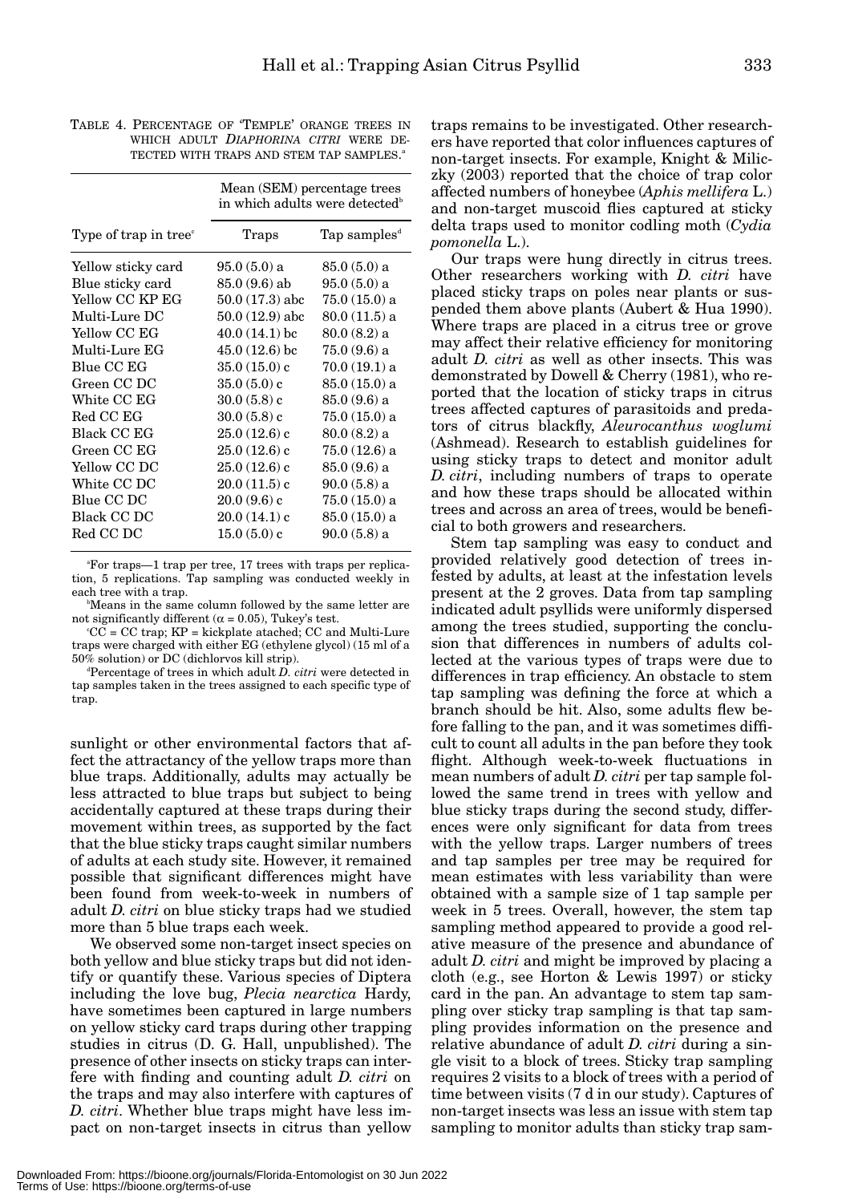TABLE 4. PERCENTAGE OF 'TEMPLE' ORANGE TREES IN WHICH ADULT *DIAPHORINA CITRI* WERE DETECTED WITH TRAPS AND STEM TAP SAMPLES.[a]

| | Mean (SEM) percentage trees in which adults were detected[b] | |
|---|---|---|
| Type of trap in tree[c] | Traps | Tap samples[d] |
| Yellow sticky card | 95.0 (5.0) a | 85.0 (5.0) a |
| Blue sticky card | 85.0 (9.6) ab | 95.0 (5.0) a |
| Yellow CC KP EG | 50.0 (17.3) abc | 75.0 (15.0) a |
| Multi-Lure DC | 50.0 (12.9) abc | 80.0 (11.5) a |
| Yellow CC EG | 40.0 (14.1) bc | 80.0 (8.2) a |
| Multi-Lure EG | 45.0 (12.6) bc | 75.0 (9.6) a |
| Blue CC EG | 35.0 (15.0) c | 70.0 (19.1) a |
| Green CC DC | 35.0 (5.0) c | 85.0 (15.0) a |
| White CC EG | 30.0 (5.8) c | 85.0 (9.6) a |
| Red CC EG | 30.0 (5.8) c | 75.0 (15.0) a |
| Black CC EG | 25.0 (12.6) c | 80.0 (8.2) a |
| Green CC EG | 25.0 (12.6) c | 75.0 (12.6) a |
| Yellow CC DC | 25.0 (12.6) c | 85.0 (9.6) a |
| White CC DC | 20.0 (11.5) c | 90.0 (5.8) a |
| Blue CC DC | 20.0 (9.6) c | 75.0 (15.0) a |
| Black CC DC | 20.0 (14.1) c | 85.0 (15.0) a |
| Red CC DC | 15.0 (5.0) c | 90.0 (5.8) a |

[a]For traps—1 trap per tree, 17 trees with traps per replication, 5 replications. Tap sampling was conducted weekly in each tree with a trap.

[b]Means in the same column followed by the same letter are not significantly different ($\alpha = 0.05$), Tukey's test.

[c]CC = CC trap; KP = kickplate atached; CC and Multi-Lure traps were charged with either EG (ethylene glycol) (15 ml of a 50% solution) or DC (dichlorvos kill strip).

[d]Percentage of trees in which adult *D. citri* were detected in tap samples taken in the trees assigned to each specific type of trap.

sunlight or other environmental factors that affect the attractancy of the yellow traps more than blue traps. Additionally, adults may actually be less attracted to blue traps but subject to being accidentally captured at these traps during their movement within trees, as supported by the fact that the blue sticky traps caught similar numbers of adults at each study site. However, it remained possible that significant differences might have been found from week-to-week in numbers of adult *D. citri* on blue sticky traps had we studied more than 5 blue traps each week.

We observed some non-target insect species on both yellow and blue sticky traps but did not identify or quantify these. Various species of Diptera including the love bug, *Plecia nearctica* Hardy, have sometimes been captured in large numbers on yellow sticky card traps during other trapping studies in citrus (D. G. Hall, unpublished). The presence of other insects on sticky traps can interfere with finding and counting adult *D. citri* on the traps and may also interfere with captures of *D. citri*. Whether blue traps might have less impact on non-target insects in citrus than yellow traps remains to be investigated. Other researchers have reported that color influences captures of non-target insects. For example, Knight & Miliczky (2003) reported that the choice of trap color affected numbers of honeybee (*Aphis mellifera* L.) and non-target muscoid flies captured at sticky delta traps used to monitor codling moth (*Cydia pomonella* L.).

Our traps were hung directly in citrus trees. Other researchers working with *D. citri* have placed sticky traps on poles near plants or suspended them above plants (Aubert & Hua 1990). Where traps are placed in a citrus tree or grove may affect their relative efficiency for monitoring adult *D. citri* as well as other insects. This was demonstrated by Dowell & Cherry (1981), who reported that the location of sticky traps in citrus trees affected captures of parasitoids and predators of citrus blackfly, *Aleurocanthus woglumi* (Ashmead). Research to establish guidelines for using sticky traps to detect and monitor adult *D. citri*, including numbers of traps to operate and how these traps should be allocated within trees and across an area of trees, would be beneficial to both growers and researchers.

Stem tap sampling was easy to conduct and provided relatively good detection of trees infested by adults, at least at the infestation levels present at the 2 groves. Data from tap sampling indicated adult psyllids were uniformly dispersed among the trees studied, supporting the conclusion that differences in numbers of adults collected at the various types of traps were due to differences in trap efficiency. An obstacle to stem tap sampling was defining the force at which a branch should be hit. Also, some adults flew before falling to the pan, and it was sometimes difficult to count all adults in the pan before they took flight. Although week-to-week fluctuations in mean numbers of adult *D. citri* per tap sample followed the same trend in trees with yellow and blue sticky traps during the second study, differences were only significant for data from trees with the yellow traps. Larger numbers of trees and tap samples per tree may be required for mean estimates with less variability than were obtained with a sample size of 1 tap sample per week in 5 trees. Overall, however, the stem tap sampling method appeared to provide a good relative measure of the presence and abundance of adult *D. citri* and might be improved by placing a cloth (e.g., see Horton & Lewis 1997) or sticky card in the pan. An advantage to stem tap sampling over sticky trap sampling is that tap sampling provides information on the presence and relative abundance of adult *D. citri* during a single visit to a block of trees. Sticky trap sampling requires 2 visits to a block of trees with a period of time between visits (7 d in our study). Captures of non-target insects was less an issue with stem tap sampling to monitor adults than sticky trap sam-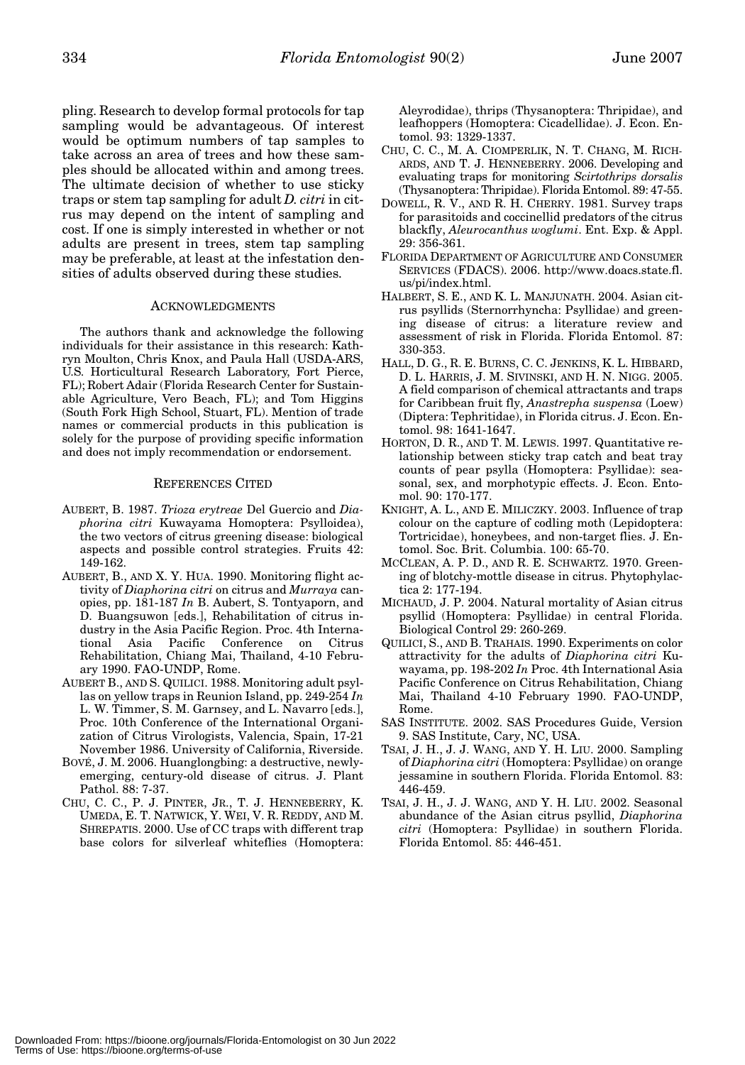pling. Research to develop formal protocols for tap sampling would be advantageous. Of interest would be optimum numbers of tap samples to take across an area of trees and how these samples should be allocated within and among trees. The ultimate decision of whether to use sticky traps or stem tap sampling for adult *D. citri* in citrus may depend on the intent of sampling and cost. If one is simply interested in whether or not adults are present in trees, stem tap sampling may be preferable, at least at the infestation densities of adults observed during these studies.

## ACKNOWLEDGMENTS

The authors thank and acknowledge the following individuals for their assistance in this research: Kathryn Moulton, Chris Knox, and Paula Hall (USDA-ARS, U.S. Horticultural Research Laboratory, Fort Pierce, FL); Robert Adair (Florida Research Center for Sustainable Agriculture, Vero Beach, FL); and Tom Higgins (South Fork High School, Stuart, FL). Mention of trade names or commercial products in this publication is solely for the purpose of providing specific information and does not imply recommendation or endorsement.

## REFERENCES CITED

AUBERT, B. 1987. *Trioza erytreae* Del Guercio and *Diaphorina citri* Kuwayama Homoptera: Psylloidea), the two vectors of citrus greening disease: biological aspects and possible control strategies. Fruits 42: 149-162.

AUBERT, B., AND X. Y. HUA. 1990. Monitoring flight activity of *Diaphorina citri* on citrus and *Murraya* canopies, pp. 181-187 *In* B. Aubert, S. Tontyaporn, and D. Buangsuwon [eds.], Rehabilitation of citrus industry in the Asia Pacific Region. Proc. 4th International Asia Pacific Conference on Citrus Rehabilitation, Chiang Mai, Thailand, 4-10 February 1990. FAO-UNDP, Rome.

AUBERT B., AND S. QUILICI. 1988. Monitoring adult psyllas on yellow traps in Reunion Island, pp. 249-254 *In* L. W. Timmer, S. M. Garnsey, and L. Navarro [eds.], Proc. 10th Conference of the International Organization of Citrus Virologists, Valencia, Spain, 17-21 November 1986. University of California, Riverside.

BOVÉ, J. M. 2006. Huanglongbing: a destructive, newly-emerging, century-old disease of citrus. J. Plant Pathol. 88: 7-37.

CHU, C. C., P. J. PINTER, JR., T. J. HENNEBERRY, K. UMEDA, E. T. NATWICK, Y. WEI, V. R. REDDY, AND M. SHREPATIS. 2000. Use of CC traps with different trap base colors for silverleaf whiteflies (Homoptera: Aleyrodidae), thrips (Thysanoptera: Thripidae), and leafhoppers (Homoptera: Cicadellidae). J. Econ. Entomol. 93: 1329-1337.

CHU, C. C., M. A. CIOMPERLIK, N. T. CHANG, M. RICHARDS, AND T. J. HENNEBERRY. 2006. Developing and evaluating traps for monitoring *Scirtothrips dorsalis* (Thysanoptera: Thripidae). Florida Entomol. 89: 47-55.

DOWELL, R. V., AND R. H. CHERRY. 1981. Survey traps for parasitoids and coccinellid predators of the citrus blackfly, *Aleurocanthus woglumi*. Ent. Exp. & Appl. 29: 356-361.

FLORIDA DEPARTMENT OF AGRICULTURE AND CONSUMER SERVICES (FDACS). 2006. http://www.doacs.state.fl.us/pi/index.html.

HALBERT, S. E., AND K. L. MANJUNATH. 2004. Asian citrus psyllids (Sternorrhyncha: Psyllidae) and greening disease of citrus: a literature review and assessment of risk in Florida. Florida Entomol. 87: 330-353.

HALL, D. G., R. E. BURNS, C. C. JENKINS, K. L. HIBBARD, D. L. HARRIS, J. M. SIVINSKI, AND H. N. NIGG. 2005. A field comparison of chemical attractants and traps for Caribbean fruit fly, *Anastrepha suspensa* (Loew) (Diptera: Tephritidae), in Florida citrus. J. Econ. Entomol. 98: 1641-1647.

HORTON, D. R., AND T. M. LEWIS. 1997. Quantitative relationship between sticky trap catch and beat tray counts of pear psylla (Homoptera: Psyllidae): seasonal, sex, and morphotypic effects. J. Econ. Entomol. 90: 170-177.

KNIGHT, A. L., AND E. MILICZKY. 2003. Influence of trap colour on the capture of codling moth (Lepidoptera: Tortricidae), honeybees, and non-target flies. J. Entomol. Soc. Brit. Columbia. 100: 65-70.

MCCLEAN, A. P. D., AND R. E. SCHWARTZ. 1970. Greening of blotchy-mottle disease in citrus. Phytophylactica 2: 177-194.

MICHAUD, J. P. 2004. Natural mortality of Asian citrus psyllid (Homoptera: Psyllidae) in central Florida. Biological Control 29: 260-269.

QUILICI, S., AND B. TRAHAIS. 1990. Experiments on color attractivity for the adults of *Diaphorina citri* Kuwayama, pp. 198-202 *In* Proc. 4th International Asia Pacific Conference on Citrus Rehabilitation, Chiang Mai, Thailand 4-10 February 1990. FAO-UNDP, Rome.

SAS INSTITUTE. 2002. SAS Procedures Guide, Version 9. SAS Institute, Cary, NC, USA.

TSAI, J. H., J. J. WANG, AND Y. H. LIU. 2000. Sampling of *Diaphorina citri* (Homoptera: Psyllidae) on orange jessamine in southern Florida. Florida Entomol. 83: 446-459.

TSAI, J. H., J. J. WANG, AND Y. H. LIU. 2002. Seasonal abundance of the Asian citrus psyllid, *Diaphorina citri* (Homoptera: Psyllidae) in southern Florida. Florida Entomol. 85: 446-451.